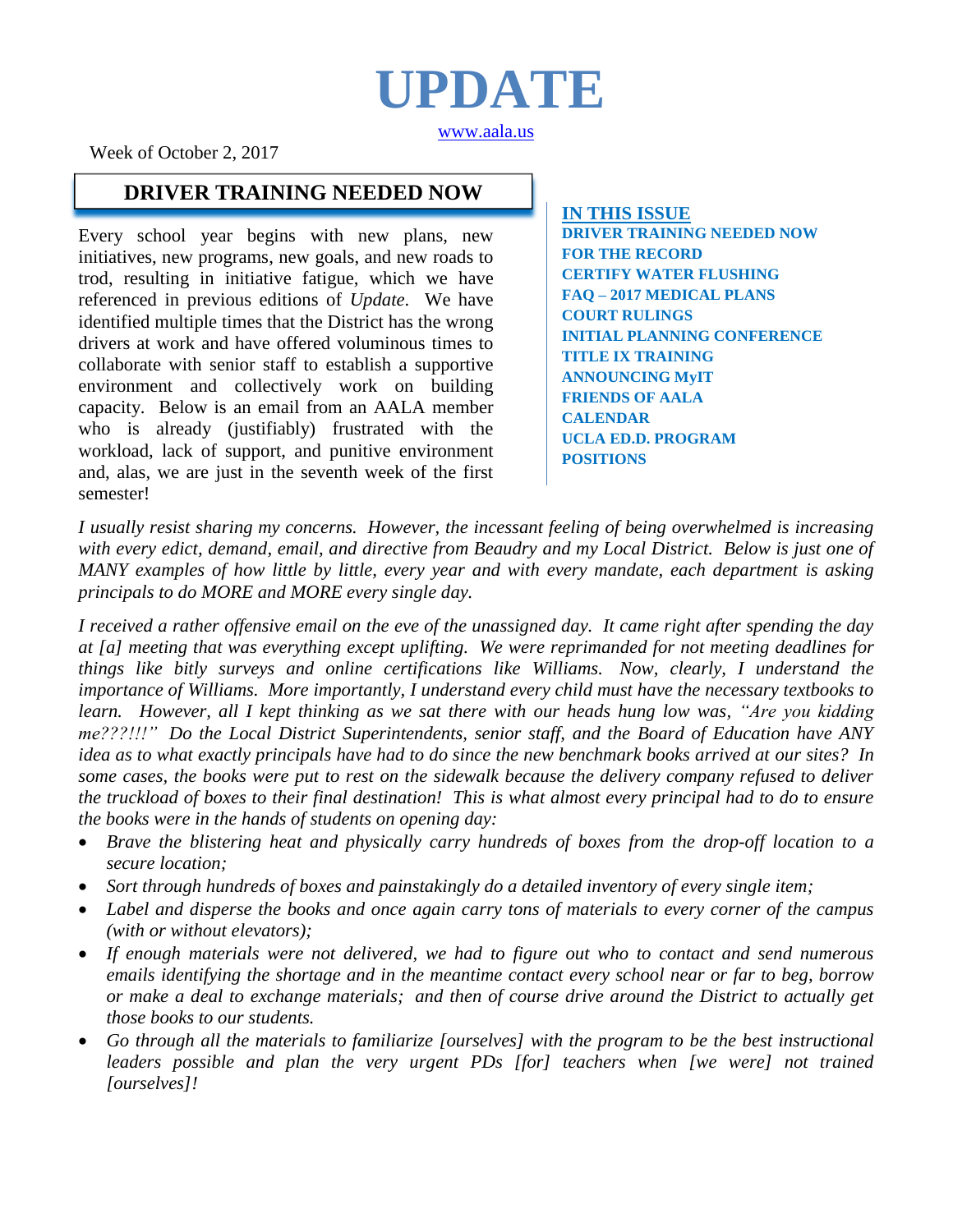# UPDATE

www.aala.us

Week of October 2, 2017

**IN THIS ISSUE**

- DRIVER TRAINING NEEDED NOW
- FOR THE RECORD
- CERTIFY WATER FLUSHING
- FAQ – 2017 MEDICAL PLANS
- COURT RULINGS
- INITIAL PLANNING CONFERENCE
- TITLE IX TRAINING
- ANNOUNCING MyIT
- FRIENDS OF AALA
- CALENDAR
- UCLA ED.D. PROGRAM
- POSITIONS

## DRIVER TRAINING NEEDED NOW

Every school year begins with new plans, new initiatives, new programs, new goals, and new roads to trod, resulting in initiative fatigue, which we have referenced in previous editions of *Update*. We have identified multiple times that the District has the wrong drivers at work and have offered voluminous times to collaborate with senior staff to establish a supportive environment and collectively work on building capacity. Below is an email from an AALA member who is already (justifiably) frustrated with the workload, lack of support, and punitive environment and, alas, we are just in the seventh week of the first semester!

*I usually resist sharing my concerns. However, the incessant feeling of being overwhelmed is increasing with every edict, demand, email, and directive from Beaudry and my Local District. Below is just one of MANY examples of how little by little, every year and with every mandate, each department is asking principals to do MORE and MORE every single day.*

*I received a rather offensive email on the eve of the unassigned day. It came right after spending the day at [a] meeting that was everything except uplifting. We were reprimanded for not meeting deadlines for things like bitly surveys and online certifications like Williams. Now, clearly, I understand the importance of Williams. More importantly, I understand every child must have the necessary textbooks to learn. However, all I kept thinking as we sat there with our heads hung low was, "Are you kidding me???!!!" Do the Local District Superintendents, senior staff, and the Board of Education have ANY idea as to what exactly principals have had to do since the new benchmark books arrived at our sites? In some cases, the books were put to rest on the sidewalk because the delivery company refused to deliver the truckload of boxes to their final destination! This is what almost every principal had to do to ensure the books were in the hands of students on opening day:*

- *Brave the blistering heat and physically carry hundreds of boxes from the drop-off location to a secure location;*
- *Sort through hundreds of boxes and painstakingly do a detailed inventory of every single item;*
- *Label and disperse the books and once again carry tons of materials to every corner of the campus (with or without elevators);*
- *If enough materials were not delivered, we had to figure out who to contact and send numerous emails identifying the shortage and in the meantime contact every school near or far to beg, borrow or make a deal to exchange materials; and then of course drive around the District to actually get those books to our students.*
- *Go through all the materials to familiarize [ourselves] with the program to be the best instructional leaders possible and plan the very urgent PDs [for] teachers when [we were] not trained [ourselves]!*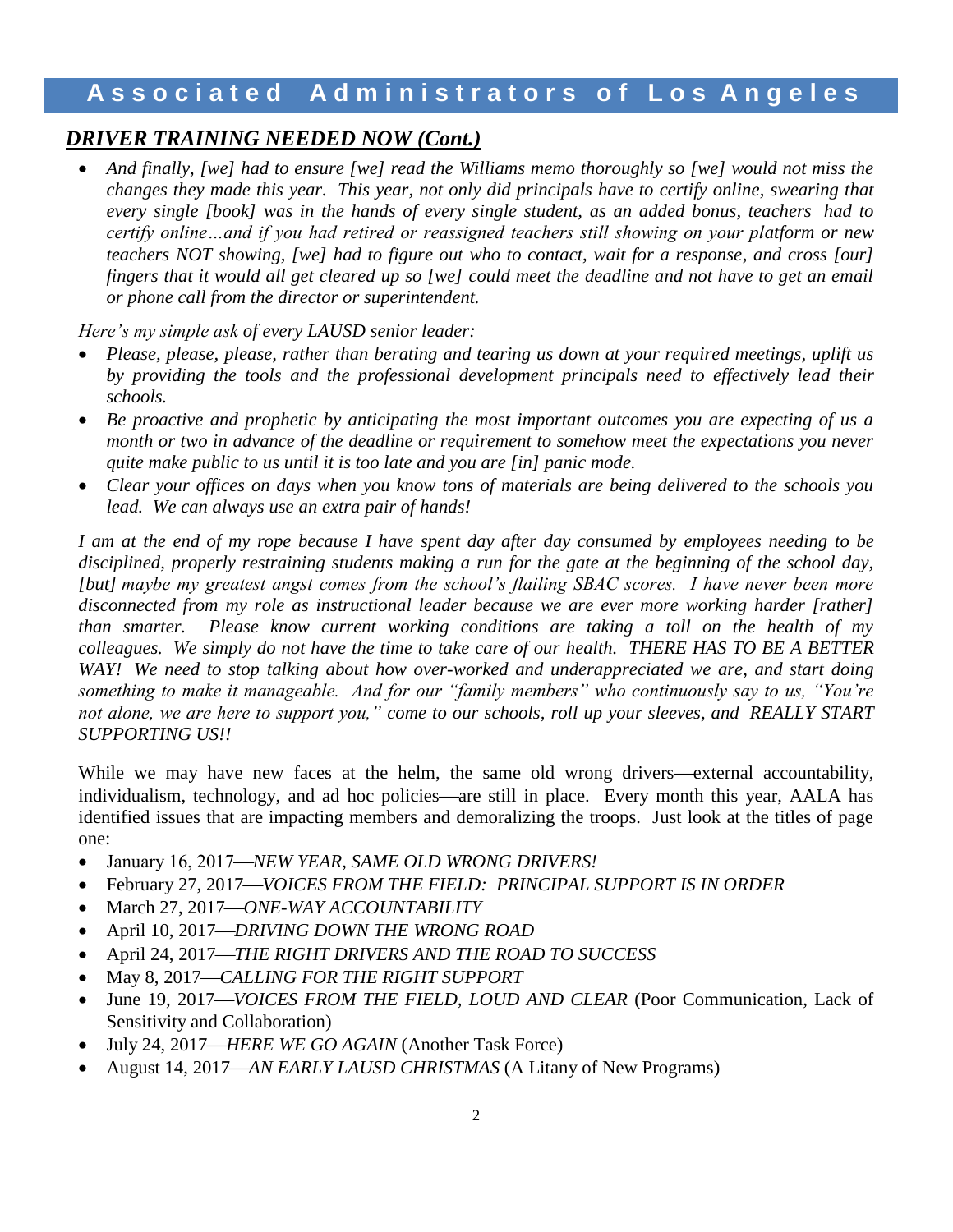## *DRIVER TRAINING NEEDED NOW (Cont.)*

- *And finally, [we] had to ensure [we] read the Williams memo thoroughly so [we] would not miss the changes they made this year. This year, not only did principals have to certify online, swearing that every single [book] was in the hands of every single student, as an added bonus, teachers had to certify online…and if you had retired or reassigned teachers still showing on your platform or new teachers NOT showing, [we] had to figure out who to contact, wait for a response, and cross [our] fingers that it would all get cleared up so [we] could meet the deadline and not have to get an email or phone call from the director or superintendent.*

*Here's my simple ask of every LAUSD senior leader:*

- *Please, please, please, rather than berating and tearing us down at your required meetings, uplift us by providing the tools and the professional development principals need to effectively lead their schools.*
- *Be proactive and prophetic by anticipating the most important outcomes you are expecting of us a month or two in advance of the deadline or requirement to somehow meet the expectations you never quite make public to us until it is too late and you are [in] panic mode.*
- *Clear your offices on days when you know tons of materials are being delivered to the schools you lead. We can always use an extra pair of hands!*

*I am at the end of my rope because I have spent day after day consumed by employees needing to be disciplined, properly restraining students making a run for the gate at the beginning of the school day, [but] maybe my greatest angst comes from the school's flailing SBAC scores. I have never been more disconnected from my role as instructional leader because we are ever more working harder [rather] than smarter. Please know current working conditions are taking a toll on the health of my colleagues. We simply do not have the time to take care of our health. THERE HAS TO BE A BETTER WAY! We need to stop talking about how over-worked and underappreciated we are, and start doing something to make it manageable. And for our "family members" who continuously say to us, "You're not alone, we are here to support you," come to our schools, roll up your sleeves, and REALLY START SUPPORTING US!!*

While we may have new faces at the helm, the same old wrong drivers—external accountability, individualism, technology, and ad hoc policies—are still in place. Every month this year, AALA has identified issues that are impacting members and demoralizing the troops. Just look at the titles of page one:

- January 16, 2017—*NEW YEAR, SAME OLD WRONG DRIVERS!*
- February 27, 2017—*VOICES FROM THE FIELD: PRINCIPAL SUPPORT IS IN ORDER*
- March 27, 2017—*ONE-WAY ACCOUNTABILITY*
- April 10, 2017—*DRIVING DOWN THE WRONG ROAD*
- April 24, 2017—*THE RIGHT DRIVERS AND THE ROAD TO SUCCESS*
- May 8, 2017—*CALLING FOR THE RIGHT SUPPORT*
- June 19, 2017—*VOICES FROM THE FIELD, LOUD AND CLEAR* (Poor Communication, Lack of Sensitivity and Collaboration)
- July 24, 2017—*HERE WE GO AGAIN* (Another Task Force)
- August 14, 2017—*AN EARLY LAUSD CHRISTMAS* (A Litany of New Programs)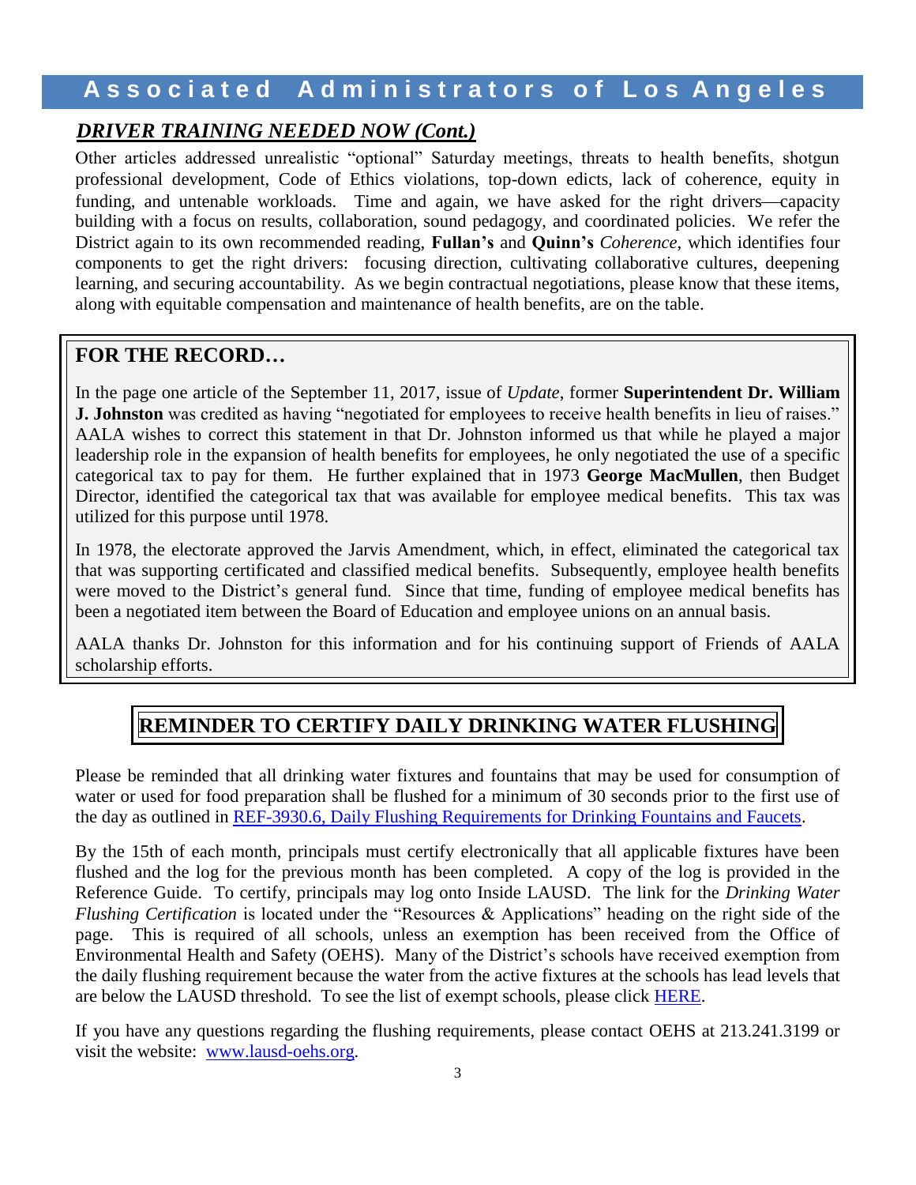## *DRIVER TRAINING NEEDED NOW (Cont.)*

Other articles addressed unrealistic "optional" Saturday meetings, threats to health benefits, shotgun professional development, Code of Ethics violations, top-down edicts, lack of coherence, equity in funding, and untenable workloads. Time and again, we have asked for the right drivers—capacity building with a focus on results, collaboration, sound pedagogy, and coordinated policies. We refer the District again to its own recommended reading, **Fullan's** and **Quinn's** *Coherence*, which identifies four components to get the right drivers: focusing direction, cultivating collaborative cultures, deepening learning, and securing accountability. As we begin contractual negotiations, please know that these items, along with equitable compensation and maintenance of health benefits, are on the table.

## FOR THE RECORD…

In the page one article of the September 11, 2017, issue of *Update*, former **Superintendent Dr. William J. Johnston** was credited as having "negotiated for employees to receive health benefits in lieu of raises." AALA wishes to correct this statement in that Dr. Johnston informed us that while he played a major leadership role in the expansion of health benefits for employees, he only negotiated the use of a specific categorical tax to pay for them. He further explained that in 1973 **George MacMullen**, then Budget Director, identified the categorical tax that was available for employee medical benefits. This tax was utilized for this purpose until 1978.

In 1978, the electorate approved the Jarvis Amendment, which, in effect, eliminated the categorical tax that was supporting certificated and classified medical benefits. Subsequently, employee health benefits were moved to the District's general fund. Since that time, funding of employee medical benefits has been a negotiated item between the Board of Education and employee unions on an annual basis.

AALA thanks Dr. Johnston for this information and for his continuing support of Friends of AALA scholarship efforts.

## REMINDER TO CERTIFY DAILY DRINKING WATER FLUSHING

Please be reminded that all drinking water fixtures and fountains that may be used for consumption of water or used for food preparation shall be flushed for a minimum of 30 seconds prior to the first use of the day as outlined in REF-3930.6, Daily Flushing Requirements for Drinking Fountains and Faucets.

By the 15th of each month, principals must certify electronically that all applicable fixtures have been flushed and the log for the previous month has been completed. A copy of the log is provided in the Reference Guide. To certify, principals may log onto Inside LAUSD. The link for the *Drinking Water Flushing Certification* is located under the "Resources & Applications" heading on the right side of the page. This is required of all schools, unless an exemption has been received from the Office of Environmental Health and Safety (OEHS). Many of the District's schools have received exemption from the daily flushing requirement because the water from the active fixtures at the schools has lead levels that are below the LAUSD threshold. To see the list of exempt schools, please click HERE.

If you have any questions regarding the flushing requirements, please contact OEHS at 213.241.3199 or visit the website: www.lausd-oehs.org.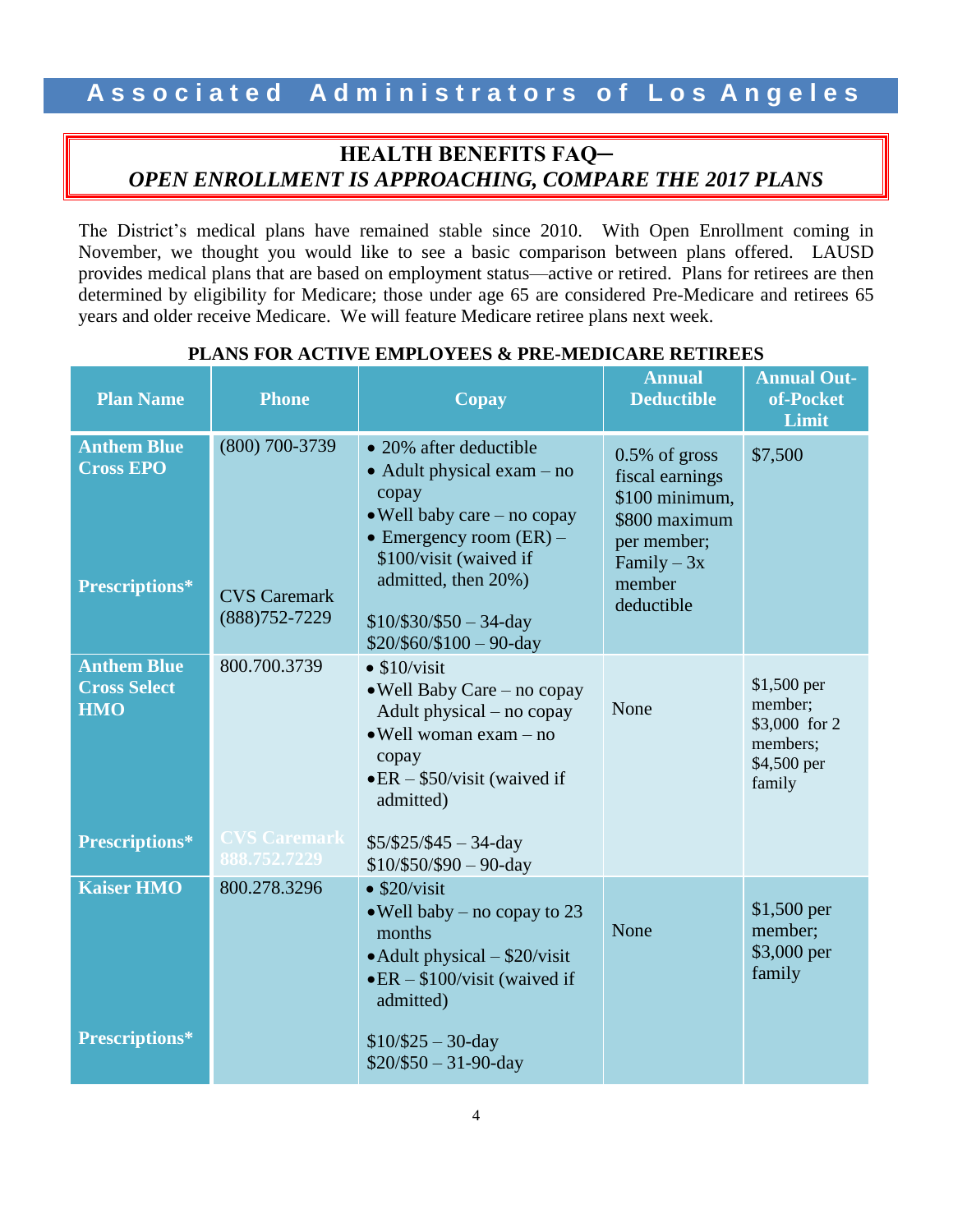# Associated Administrators of Los Angeles

## HEALTH BENEFITS FAQ–
## *OPEN ENROLLMENT IS APPROACHING, COMPARE THE 2017 PLANS*

The District's medical plans have remained stable since 2010. With Open Enrollment coming in November, we thought you would like to see a basic comparison between plans offered. LAUSD provides medical plans that are based on employment status—active or retired. Plans for retirees are then determined by eligibility for Medicare; those under age 65 are considered Pre-Medicare and retirees 65 years and older receive Medicare. We will feature Medicare retiree plans next week.

**PLANS FOR ACTIVE EMPLOYEES & PRE-MEDICARE RETIREES**

| Plan Name | Phone | Copay | Annual Deductible | Annual Out-of-Pocket Limit |
|---|---|---|---|---|
| **Anthem Blue Cross EPO** | (800) 700-3739 | • 20% after deductible<br>• Adult physical exam – no copay<br>• Well baby care – no copay<br>• Emergency room (ER) – $100/visit (waived if admitted, then 20%) | 0.5% of gross fiscal earnings $100 minimum, $800 maximum per member; Family – 3x member deductible | $7,500 |
| **Prescriptions*** | CVS Caremark (888)752-7229 | $10/$30/$50 – 34-day<br>$20/$60/$100 – 90-day | | |
| **Anthem Blue Cross Select HMO** | 800.700.3739 | • $10/visit<br>• Well Baby Care – no copay<br>Adult physical – no copay<br>• Well woman exam – no copay<br>• ER – $50/visit (waived if admitted) | None | $1,500 per member; $3,000 for 2 members; $4,500 per family |
| **Prescriptions*** | CVS Caremark 888.752.7229 | $5/$25/$45 – 34-day<br>$10/$50/$90 – 90-day | | |
| **Kaiser HMO** | 800.278.3296 | • $20/visit<br>• Well baby – no copay to 23 months<br>• Adult physical – $20/visit<br>• ER – $100/visit (waived if admitted) | None | $1,500 per member; $3,000 per family |
| **Prescriptions*** | | $10/$25 – 30-day<br>$20/$50 – 31-90-day | | |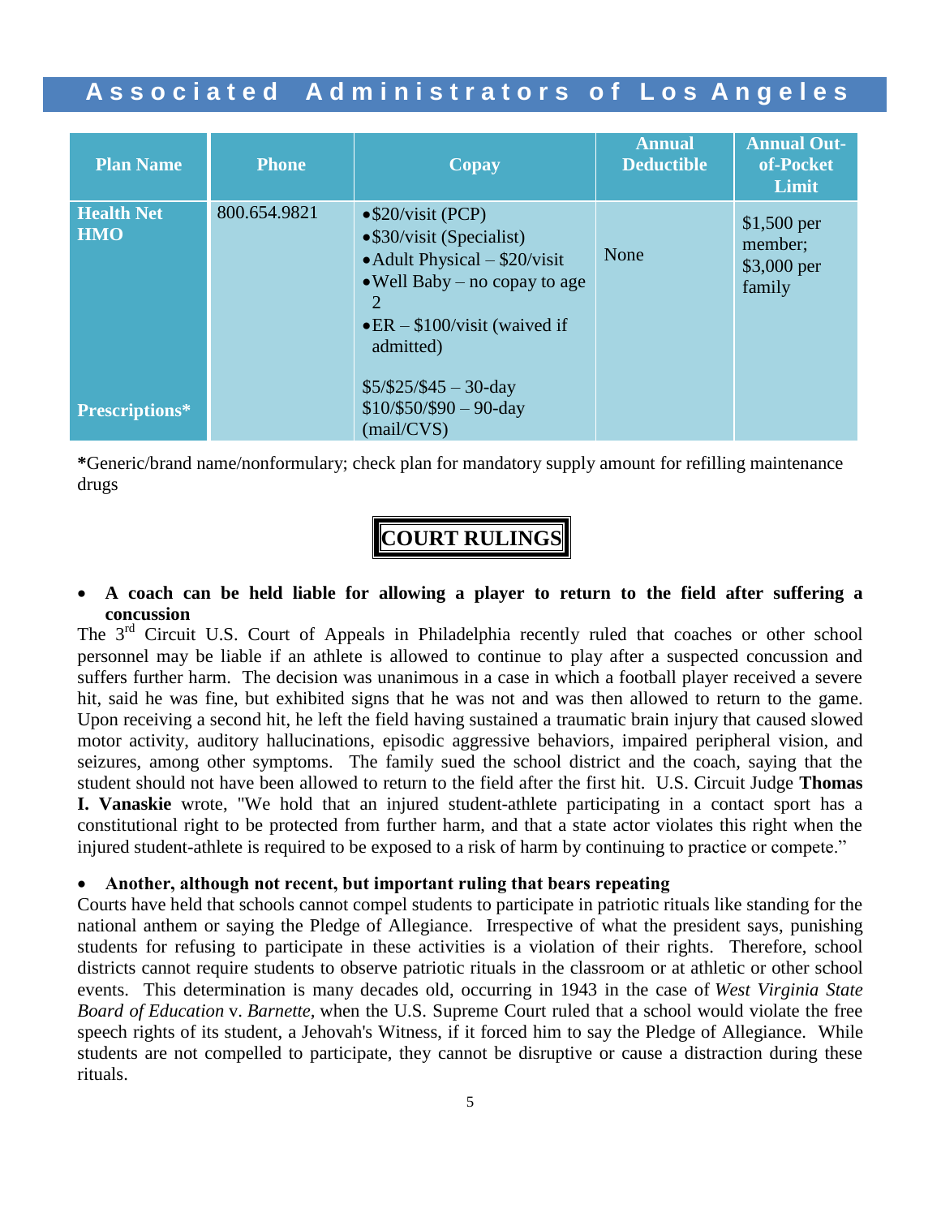## Associated Administrators of Los Angeles

| Plan Name | Phone | Copay | Annual Deductible | Annual Out-of-Pocket Limit |
|---|---|---|---|---|
| **Health Net HMO** | 800.654.9821 | • $20/visit (PCP)<br>• $30/visit (Specialist)<br>• Adult Physical – $20/visit<br>• Well Baby – no copay to age 2<br>• ER – $100/visit (waived if admitted) | None | $1,500 per member; $3,000 per family |
| **Prescriptions*** | | $5/$25/$45 – 30-day<br>$10/$50/$90 – 90-day (mail/CVS) | | |

***Generic/brand name/nonformulary; check plan for mandatory supply amount for refilling maintenance drugs

## COURT RULINGS

- **A coach can be held liable for allowing a player to return to the field after suffering a concussion**

The 3rd Circuit U.S. Court of Appeals in Philadelphia recently ruled that coaches or other school personnel may be liable if an athlete is allowed to continue to play after a suspected concussion and suffers further harm. The decision was unanimous in a case in which a football player received a severe hit, said he was fine, but exhibited signs that he was not and was then allowed to return to the game. Upon receiving a second hit, he left the field having sustained a traumatic brain injury that caused slowed motor activity, auditory hallucinations, episodic aggressive behaviors, impaired peripheral vision, and seizures, among other symptoms. The family sued the school district and the coach, saying that the student should not have been allowed to return to the field after the first hit. U.S. Circuit Judge **Thomas I. Vanaskie** wrote, "We hold that an injured student-athlete participating in a contact sport has a constitutional right to be protected from further harm, and that a state actor violates this right when the injured student-athlete is required to be exposed to a risk of harm by continuing to practice or compete."

- **Another, although not recent, but important ruling that bears repeating**

Courts have held that schools cannot compel students to participate in patriotic rituals like standing for the national anthem or saying the Pledge of Allegiance. Irrespective of what the president says, punishing students for refusing to participate in these activities is a violation of their rights. Therefore, school districts cannot require students to observe patriotic rituals in the classroom or at athletic or other school events. This determination is many decades old, occurring in 1943 in the case of *West Virginia State Board of Education* v. *Barnette*, when the U.S. Supreme Court ruled that a school would violate the free speech rights of its student, a Jehovah's Witness, if it forced him to say the Pledge of Allegiance. While students are not compelled to participate, they cannot be disruptive or cause a distraction during these rituals.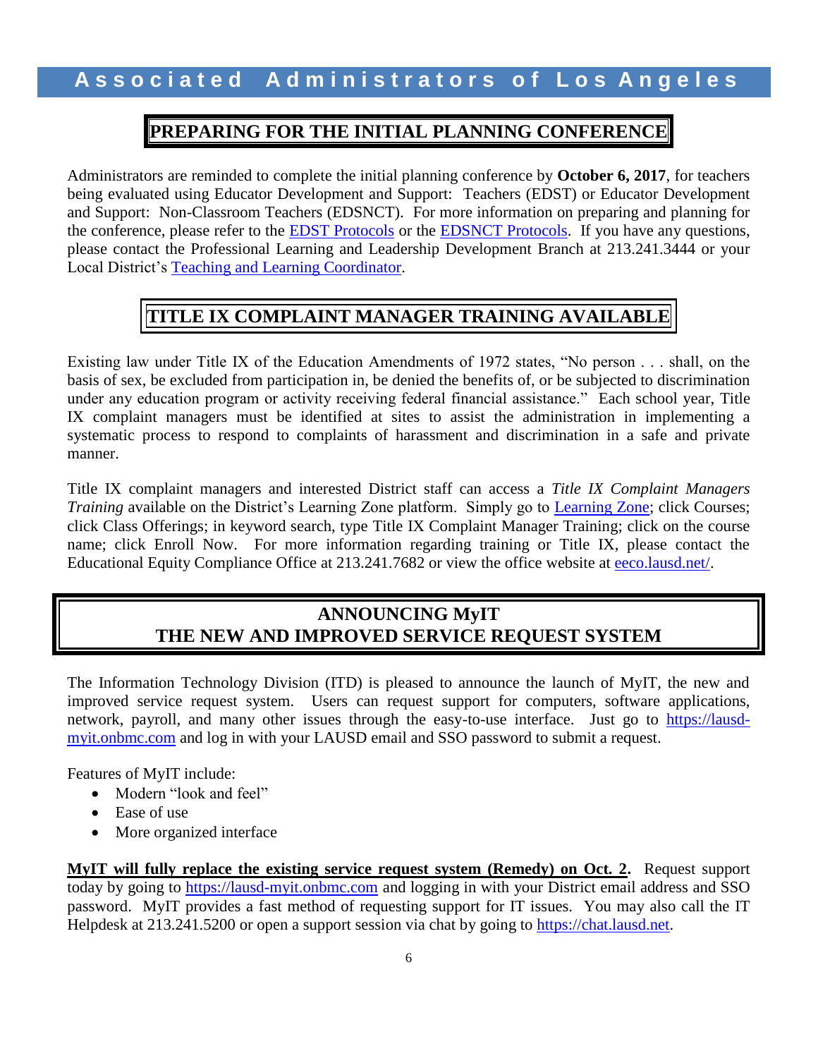## PREPARING FOR THE INITIAL PLANNING CONFERENCE

Administrators are reminded to complete the initial planning conference by **October 6, 2017**, for teachers being evaluated using Educator Development and Support: Teachers (EDST) or Educator Development and Support: Non-Classroom Teachers (EDSNCT). For more information on preparing and planning for the conference, please refer to the EDST Protocols or the EDSNCT Protocols. If you have any questions, please contact the Professional Learning and Leadership Development Branch at 213.241.3444 or your Local District's Teaching and Learning Coordinator.

## TITLE IX COMPLAINT MANAGER TRAINING AVAILABLE

Existing law under Title IX of the Education Amendments of 1972 states, "No person . . . shall, on the basis of sex, be excluded from participation in, be denied the benefits of, or be subjected to discrimination under any education program or activity receiving federal financial assistance." Each school year, Title IX complaint managers must be identified at sites to assist the administration in implementing a systematic process to respond to complaints of harassment and discrimination in a safe and private manner.

Title IX complaint managers and interested District staff can access a *Title IX Complaint Managers Training* available on the District's Learning Zone platform. Simply go to Learning Zone; click Courses; click Class Offerings; in keyword search, type Title IX Complaint Manager Training; click on the course name; click Enroll Now. For more information regarding training or Title IX, please contact the Educational Equity Compliance Office at 213.241.7682 or view the office website at eeco.lausd.net/.

## ANNOUNCING MyIT
## THE NEW AND IMPROVED SERVICE REQUEST SYSTEM

The Information Technology Division (ITD) is pleased to announce the launch of MyIT, the new and improved service request system. Users can request support for computers, software applications, network, payroll, and many other issues through the easy-to-use interface. Just go to https://lausd-myit.onbmc.com and log in with your LAUSD email and SSO password to submit a request.

Features of MyIT include:

- Modern "look and feel"
- Ease of use
- More organized interface

**MyIT will fully replace the existing service request system (Remedy) on Oct. 2.** Request support today by going to https://lausd-myit.onbmc.com and logging in with your District email address and SSO password. MyIT provides a fast method of requesting support for IT issues. You may also call the IT Helpdesk at 213.241.5200 or open a support session via chat by going to https://chat.lausd.net.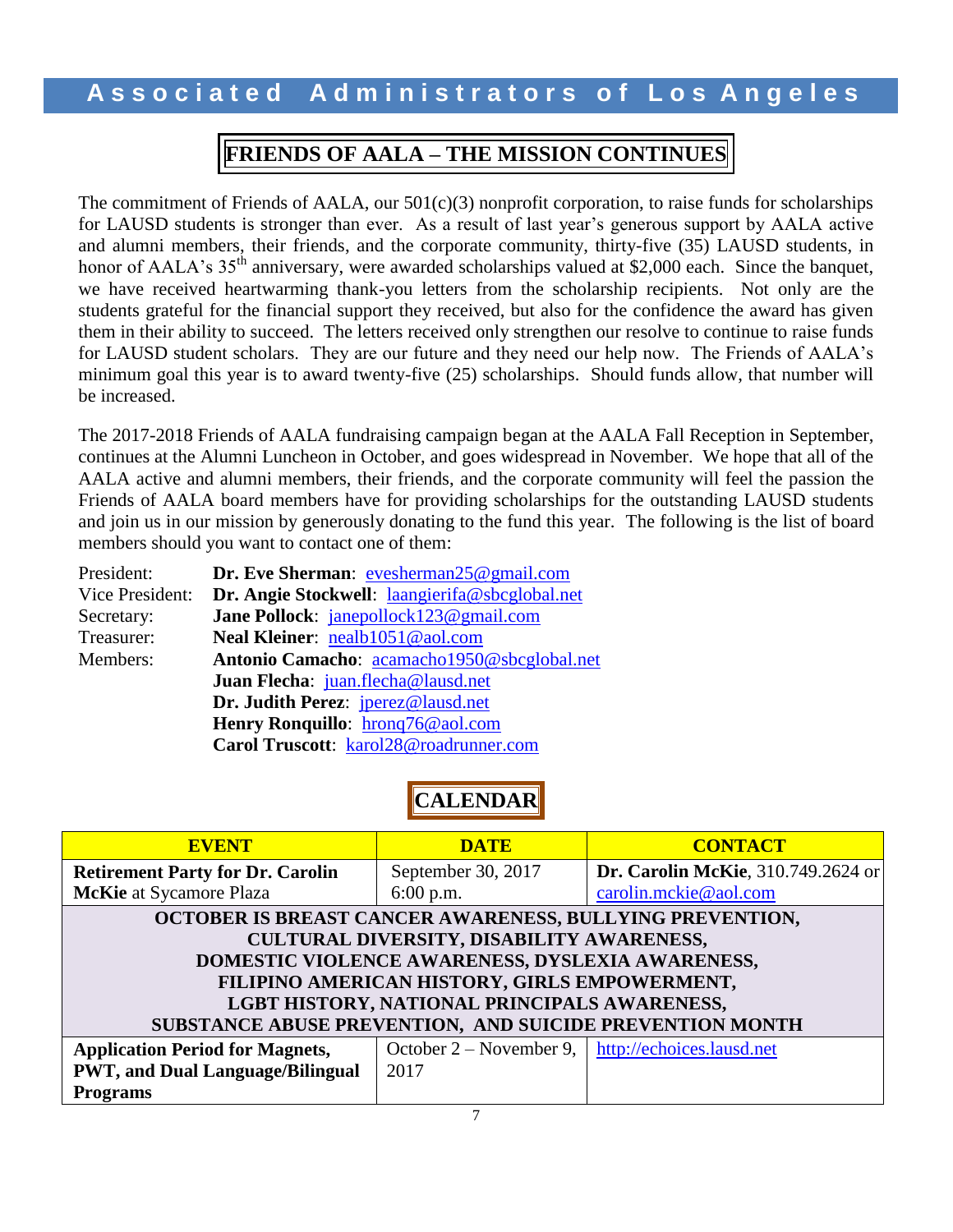## FRIENDS OF AALA – THE MISSION CONTINUES

The commitment of Friends of AALA, our 501(c)(3) nonprofit corporation, to raise funds for scholarships for LAUSD students is stronger than ever. As a result of last year's generous support by AALA active and alumni members, their friends, and the corporate community, thirty-five (35) LAUSD students, in honor of AALA's 35th anniversary, were awarded scholarships valued at $2,000 each. Since the banquet, we have received heartwarming thank-you letters from the scholarship recipients. Not only are the students grateful for the financial support they received, but also for the confidence the award has given them in their ability to succeed. The letters received only strengthen our resolve to continue to raise funds for LAUSD student scholars. They are our future and they need our help now. The Friends of AALA's minimum goal this year is to award twenty-five (25) scholarships. Should funds allow, that number will be increased.

The 2017-2018 Friends of AALA fundraising campaign began at the AALA Fall Reception in September, continues at the Alumni Luncheon in October, and goes widespread in November. We hope that all of the AALA active and alumni members, their friends, and the corporate community will feel the passion the Friends of AALA board members have for providing scholarships for the outstanding LAUSD students and join us in our mission by generously donating to the fund this year. The following is the list of board members should you want to contact one of them:

- President: **Dr. Eve Sherman**: evesherman25@gmail.com
- Vice President: **Dr. Angie Stockwell**: laangierifa@sbcglobal.net
- Secretary: **Jane Pollock**: janepollock123@gmail.com
- Treasurer: **Neal Kleiner**: nealb1051@aol.com
- Members:
  - **Antonio Camacho**: acamacho1950@sbcglobal.net
  - **Juan Flecha**: juan.flecha@lausd.net
  - **Dr. Judith Perez**: jperez@lausd.net
  - **Henry Ronquillo**: hronq76@aol.com
  - **Carol Truscott**: karol28@roadrunner.com

## CALENDAR

| EVENT | DATE | CONTACT |
|---|---|---|
| **Retirement Party for Dr. Carolin McKie** at Sycamore Plaza | September 30, 2017 6:00 p.m. | **Dr. Carolin McKie**, 310.749.2624 or carolin.mckie@aol.com |
| **OCTOBER IS BREAST CANCER AWARENESS, BULLYING PREVENTION, CULTURAL DIVERSITY, DISABILITY AWARENESS, DOMESTIC VIOLENCE AWARENESS, DYSLEXIA AWARENESS, FILIPINO AMERICAN HISTORY, GIRLS EMPOWERMENT, LGBT HISTORY, NATIONAL PRINCIPALS AWARENESS, SUBSTANCE ABUSE PREVENTION, AND SUICIDE PREVENTION MONTH** | | |
| **Application Period for Magnets, PWT, and Dual Language/Bilingual Programs** | October 2 – November 9, 2017 | http://echoices.lausd.net |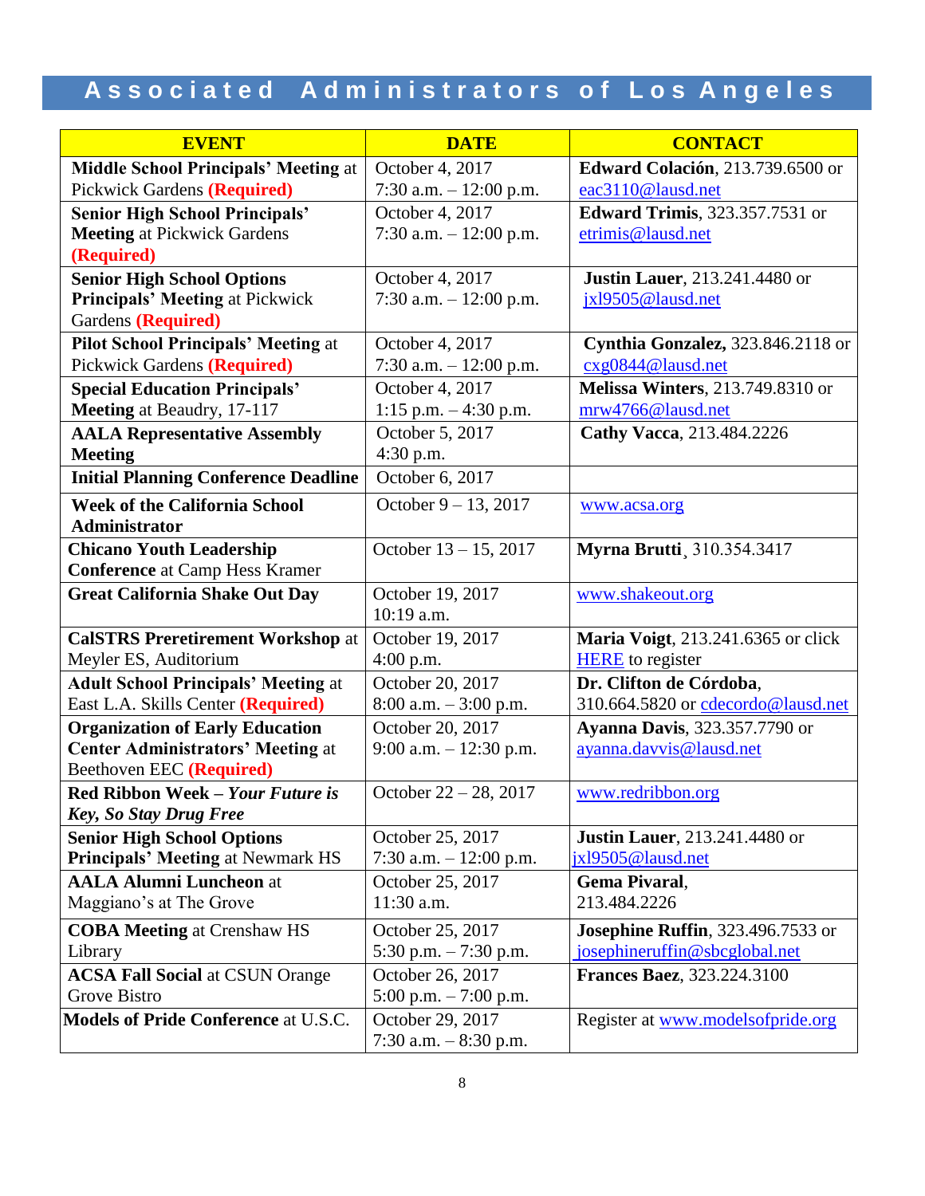# Associated Administrators of Los Angeles

| EVENT | DATE | CONTACT |
|---|---|---|
| **Middle School Principals' Meeting** at Pickwick Gardens **(Required)** | October 4, 2017 7:30 a.m. – 12:00 p.m. | **Edward Colación**, 213.739.6500 or eac3110@lausd.net |
| **Senior High School Principals' Meeting** at Pickwick Gardens **(Required)** | October 4, 2017 7:30 a.m. – 12:00 p.m. | **Edward Trimis**, 323.357.7531 or etrimis@lausd.net |
| **Senior High School Options Principals' Meeting** at Pickwick Gardens **(Required)** | October 4, 2017 7:30 a.m. – 12:00 p.m. | **Justin Lauer**, 213.241.4480 or jxl9505@lausd.net |
| **Pilot School Principals' Meeting** at Pickwick Gardens **(Required)** | October 4, 2017 7:30 a.m. – 12:00 p.m. | **Cynthia Gonzalez,** 323.846.2118 or cxg0844@lausd.net |
| **Special Education Principals' Meeting** at Beaudry, 17-117 | October 4, 2017 1:15 p.m. – 4:30 p.m. | **Melissa Winters**, 213.749.8310 or mrw4766@lausd.net |
| **AALA Representative Assembly Meeting** | October 5, 2017 4:30 p.m. | **Cathy Vacca**, 213.484.2226 |
| **Initial Planning Conference Deadline** | October 6, 2017 | |
| **Week of the California School Administrator** | October 9 – 13, 2017 | www.acsa.org |
| **Chicano Youth Leadership Conference** at Camp Hess Kramer | October 13 – 15, 2017 | **Myrna Brutti**¸ 310.354.3417 |
| **Great California Shake Out Day** | October 19, 2017 10:19 a.m. | www.shakeout.org |
| **CalSTRS Preretirement Workshop** at Meyler ES, Auditorium | October 19, 2017 4:00 p.m. | **Maria Voigt**, 213.241.6365 or click HERE to register |
| **Adult School Principals' Meeting** at East L.A. Skills Center **(Required)** | October 20, 2017 8:00 a.m. – 3:00 p.m. | **Dr. Clifton de Córdoba**, 310.664.5820 or cdecordo@lausd.net |
| **Organization of Early Education Center Administrators' Meeting** at Beethoven EEC **(Required)** | October 20, 2017 9:00 a.m. – 12:30 p.m. | **Ayanna Davis**, 323.357.7790 or ayanna.davvis@lausd.net |
| **Red Ribbon Week –** ***Your Future is Key, So Stay Drug Free*** | October 22 – 28, 2017 | www.redribbon.org |
| **Senior High School Options Principals' Meeting** at Newmark HS | October 25, 2017 7:30 a.m. – 12:00 p.m. | **Justin Lauer**, 213.241.4480 or jxl9505@lausd.net |
| **AALA Alumni Luncheon** at Maggiano's at The Grove | October 25, 2017 11:30 a.m. | **Gema Pivaral**, 213.484.2226 |
| **COBA Meeting** at Crenshaw HS Library | October 25, 2017 5:30 p.m. – 7:30 p.m. | **Josephine Ruffin**, 323.496.7533 or josephineruffin@sbcglobal.net |
| **ACSA Fall Social** at CSUN Orange Grove Bistro | October 26, 2017 5:00 p.m. – 7:00 p.m. | **Frances Baez**, 323.224.3100 |
| **Models of Pride Conference** at U.S.C. | October 29, 2017 7:30 a.m. – 8:30 p.m. | Register at www.modelsofpride.org |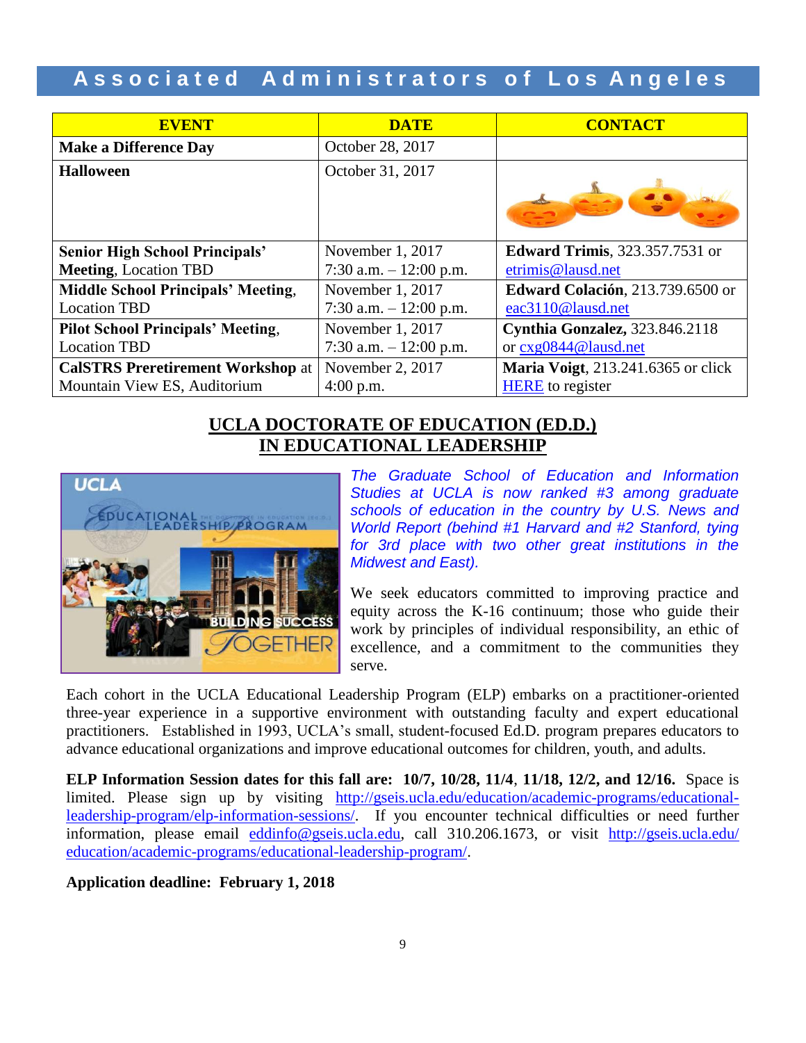# Associated Administrators of Los Angeles

| EVENT | DATE | CONTACT |
|---|---|---|
| **Make a Difference Day** | October 28, 2017 | |
| **Halloween** | October 31, 2017 | |
| **Senior High School Principals' Meeting**, Location TBD | November 1, 2017 7:30 a.m. – 12:00 p.m. | **Edward Trimis**, 323.357.7531 or etrimis@lausd.net |
| **Middle School Principals' Meeting**, Location TBD | November 1, 2017 7:30 a.m. – 12:00 p.m. | **Edward Colación**, 213.739.6500 or eac3110@lausd.net |
| **Pilot School Principals' Meeting**, Location TBD | November 1, 2017 7:30 a.m. – 12:00 p.m. | **Cynthia Gonzalez,** 323.846.2118 or cxg0844@lausd.net |
| **CalSTRS Preretirement Workshop** at Mountain View ES, Auditorium | November 2, 2017 4:00 p.m. | **Maria Voigt**, 213.241.6365 or click HERE to register |

## UCLA DOCTORATE OF EDUCATION (ED.D.) IN EDUCATIONAL LEADERSHIP

*The Graduate School of Education and Information Studies at UCLA is now ranked #3 among graduate schools of education in the country by U.S. News and World Report (behind #1 Harvard and #2 Stanford, tying for 3rd place with two other great institutions in the Midwest and East).*

We seek educators committed to improving practice and equity across the K-16 continuum; those who guide their work by principles of individual responsibility, an ethic of excellence, and a commitment to the communities they serve.

Each cohort in the UCLA Educational Leadership Program (ELP) embarks on a practitioner-oriented three-year experience in a supportive environment with outstanding faculty and expert educational practitioners. Established in 1993, UCLA's small, student-focused Ed.D. program prepares educators to advance educational organizations and improve educational outcomes for children, youth, and adults.

**ELP Information Session dates for this fall are: 10/7, 10/28, 11/4, 11/18, 12/2, and 12/16.** Space is limited. Please sign up by visiting http://gseis.ucla.edu/education/academic-programs/educational-leadership-program/elp-information-sessions/. If you encounter technical difficulties or need further information, please email eddinfo@gseis.ucla.edu, call 310.206.1673, or visit http://gseis.ucla.edu/education/academic-programs/educational-leadership-program/.

**Application deadline: February 1, 2018**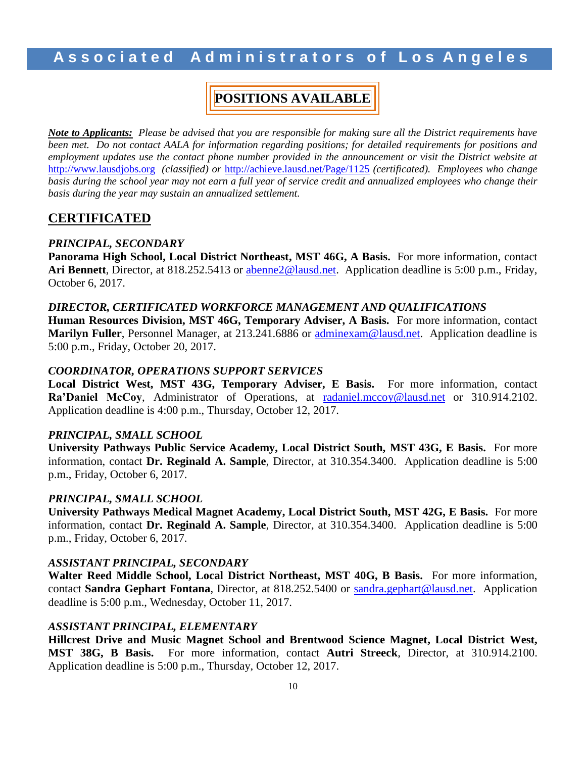# Associated Administrators of Los Angeles

## POSITIONS AVAILABLE

***Note to Applicants:*** *Please be advised that you are responsible for making sure all the District requirements have been met. Do not contact AALA for information regarding positions; for detailed requirements for positions and employment updates use the contact phone number provided in the announcement or visit the District website at* http://www.lausdjobs.org *(classified) or* http://achieve.lausd.net/Page/1125 *(certificated). Employees who change basis during the school year may not earn a full year of service credit and annualized employees who change their basis during the year may sustain an annualized settlement.*

## CERTIFICATED

***PRINCIPAL, SECONDARY***
**Panorama High School, Local District Northeast, MST 46G, A Basis.** For more information, contact **Ari Bennett**, Director, at 818.252.5413 or abenne2@lausd.net. Application deadline is 5:00 p.m., Friday, October 6, 2017.

***DIRECTOR, CERTIFICATED WORKFORCE MANAGEMENT AND QUALIFICATIONS***
**Human Resources Division, MST 46G, Temporary Adviser, A Basis.** For more information, contact **Marilyn Fuller**, Personnel Manager, at 213.241.6886 or adminexam@lausd.net. Application deadline is 5:00 p.m., Friday, October 20, 2017.

***COORDINATOR, OPERATIONS SUPPORT SERVICES***
**Local District West, MST 43G, Temporary Adviser, E Basis.** For more information, contact **Ra'Daniel McCoy**, Administrator of Operations, at radaniel.mccoy@lausd.net or 310.914.2102. Application deadline is 4:00 p.m., Thursday, October 12, 2017.

***PRINCIPAL, SMALL SCHOOL***
**University Pathways Public Service Academy, Local District South, MST 43G, E Basis.** For more information, contact **Dr. Reginald A. Sample**, Director, at 310.354.3400. Application deadline is 5:00 p.m., Friday, October 6, 2017.

***PRINCIPAL, SMALL SCHOOL***
**University Pathways Medical Magnet Academy, Local District South, MST 42G, E Basis.** For more information, contact **Dr. Reginald A. Sample**, Director, at 310.354.3400. Application deadline is 5:00 p.m., Friday, October 6, 2017.

***ASSISTANT PRINCIPAL, SECONDARY***
**Walter Reed Middle School, Local District Northeast, MST 40G, B Basis.** For more information, contact **Sandra Gephart Fontana**, Director, at 818.252.5400 or sandra.gephart@lausd.net. Application deadline is 5:00 p.m., Wednesday, October 11, 2017.

***ASSISTANT PRINCIPAL, ELEMENTARY***
**Hillcrest Drive and Music Magnet School and Brentwood Science Magnet, Local District West, MST 38G, B Basis.** For more information, contact **Autri Streeck**, Director, at 310.914.2100. Application deadline is 5:00 p.m., Thursday, October 12, 2017.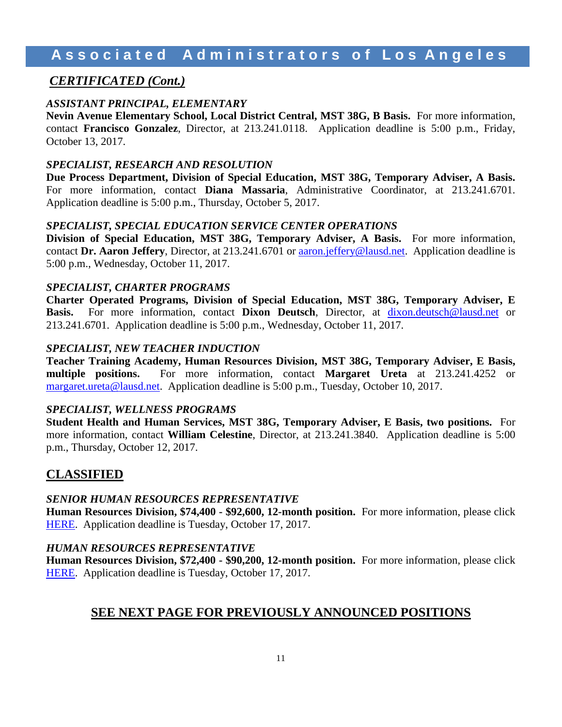## CERTIFICATED (Cont.)

### *ASSISTANT PRINCIPAL, ELEMENTARY*

**Nevin Avenue Elementary School, Local District Central, MST 38G, B Basis.** For more information, contact **Francisco Gonzalez**, Director, at 213.241.0118. Application deadline is 5:00 p.m., Friday, October 13, 2017.

### *SPECIALIST, RESEARCH AND RESOLUTION*

**Due Process Department, Division of Special Education, MST 38G, Temporary Adviser, A Basis.** For more information, contact **Diana Massaria**, Administrative Coordinator, at 213.241.6701. Application deadline is 5:00 p.m., Thursday, October 5, 2017.

### *SPECIALIST, SPECIAL EDUCATION SERVICE CENTER OPERATIONS*

**Division of Special Education, MST 38G, Temporary Adviser, A Basis.** For more information, contact **Dr. Aaron Jeffery**, Director, at 213.241.6701 or aaron.jeffery@lausd.net. Application deadline is 5:00 p.m., Wednesday, October 11, 2017.

### *SPECIALIST, CHARTER PROGRAMS*

**Charter Operated Programs, Division of Special Education, MST 38G, Temporary Adviser, E Basis.** For more information, contact **Dixon Deutsch**, Director, at dixon.deutsch@lausd.net or 213.241.6701. Application deadline is 5:00 p.m., Wednesday, October 11, 2017.

### *SPECIALIST, NEW TEACHER INDUCTION*

**Teacher Training Academy, Human Resources Division, MST 38G, Temporary Adviser, E Basis, multiple positions.** For more information, contact **Margaret Ureta** at 213.241.4252 or margaret.ureta@lausd.net. Application deadline is 5:00 p.m., Tuesday, October 10, 2017.

### *SPECIALIST, WELLNESS PROGRAMS*

**Student Health and Human Services, MST 38G, Temporary Adviser, E Basis, two positions.** For more information, contact **William Celestine**, Director, at 213.241.3840. Application deadline is 5:00 p.m., Thursday, October 12, 2017.

## CLASSIFIED

### *SENIOR HUMAN RESOURCES REPRESENTATIVE*

**Human Resources Division, $74,400 - $92,600, 12-month position.** For more information, please click HERE. Application deadline is Tuesday, October 17, 2017.

### *HUMAN RESOURCES REPRESENTATIVE*

**Human Resources Division, $72,400 - $90,200, 12-month position.** For more information, please click HERE. Application deadline is Tuesday, October 17, 2017.

**SEE NEXT PAGE FOR PREVIOUSLY ANNOUNCED POSITIONS**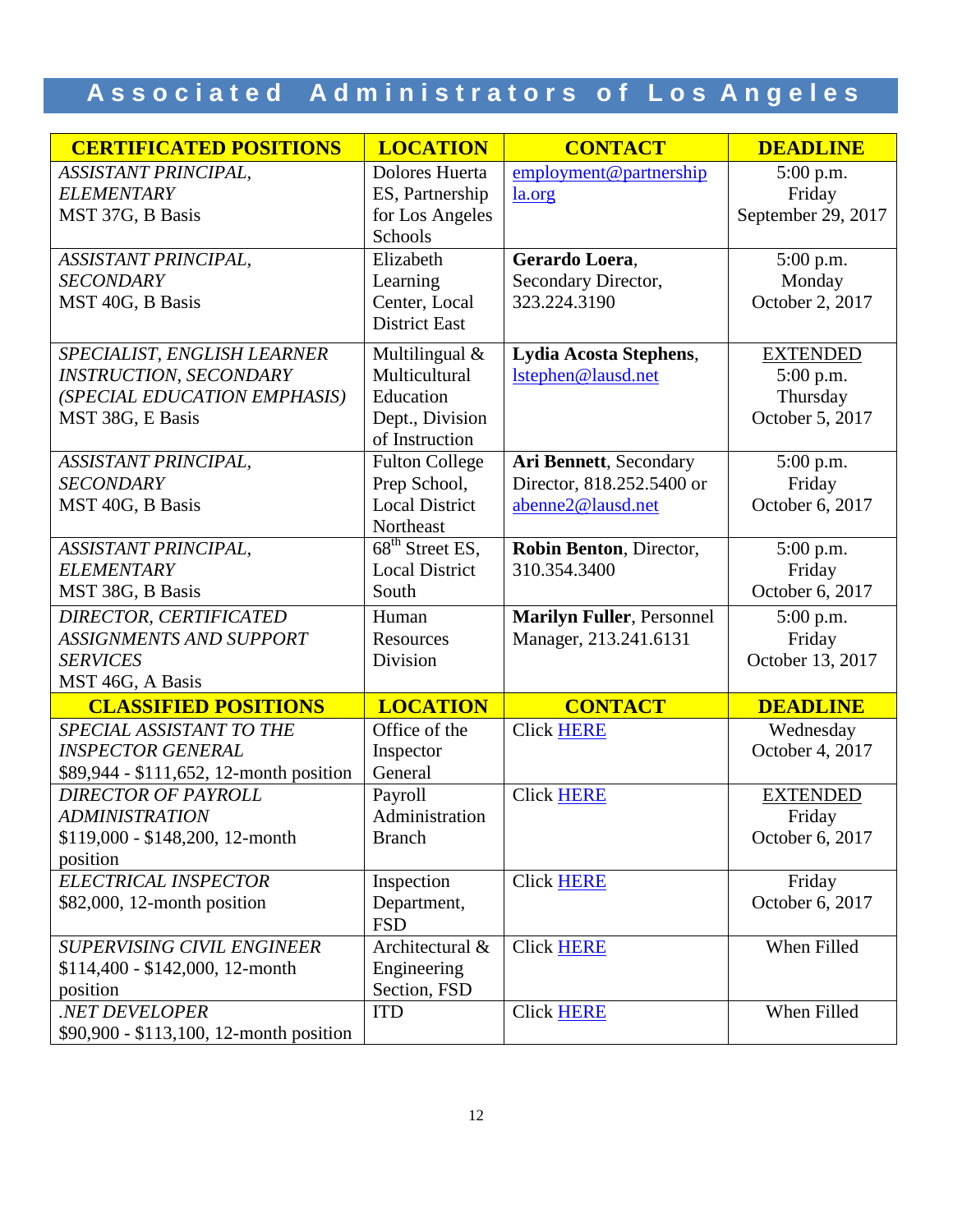# Associated Administrators of Los Angeles

| **CERTIFICATED POSITIONS** | **LOCATION** | **CONTACT** | **DEADLINE** |
|---|---|---|---|
| *ASSISTANT PRINCIPAL, ELEMENTARY* MST 37G, B Basis | Dolores Huerta ES, Partnership for Los Angeles Schools | employment@partnershipla.org | 5:00 p.m. Friday September 29, 2017 |
| *ASSISTANT PRINCIPAL, SECONDARY* MST 40G, B Basis | Elizabeth Learning Center, Local District East | **Gerardo Loera**, Secondary Director, 323.224.3190 | 5:00 p.m. Monday October 2, 2017 |
| *SPECIALIST, ENGLISH LEARNER INSTRUCTION, SECONDARY (SPECIAL EDUCATION EMPHASIS)* MST 38G, E Basis | Multilingual & Multicultural Education Dept., Division of Instruction | **Lydia Acosta Stephens**, lstephen@lausd.net | EXTENDED 5:00 p.m. Thursday October 5, 2017 |
| *ASSISTANT PRINCIPAL, SECONDARY* MST 40G, B Basis | Fulton College Prep School, Local District Northeast | **Ari Bennett**, Secondary Director, 818.252.5400 or abenne2@lausd.net | 5:00 p.m. Friday October 6, 2017 |
| *ASSISTANT PRINCIPAL, ELEMENTARY* MST 38G, B Basis | 68th Street ES, Local District South | **Robin Benton**, Director, 310.354.3400 | 5:00 p.m. Friday October 6, 2017 |
| *DIRECTOR, CERTIFICATED ASSIGNMENTS AND SUPPORT SERVICES* MST 46G, A Basis | Human Resources Division | **Marilyn Fuller**, Personnel Manager, 213.241.6131 | 5:00 p.m. Friday October 13, 2017 |
| **CLASSIFIED POSITIONS** | **LOCATION** | **CONTACT** | **DEADLINE** |
| *SPECIAL ASSISTANT TO THE INSPECTOR GENERAL* $89,944 - $111,652, 12-month position | Office of the Inspector General | Click HERE | Wednesday October 4, 2017 |
| *DIRECTOR OF PAYROLL ADMINISTRATION* $119,000 - $148,200, 12-month position | Payroll Administration Branch | Click HERE | EXTENDED Friday October 6, 2017 |
| *ELECTRICAL INSPECTOR* $82,000, 12-month position | Inspection Department, FSD | Click HERE | Friday October 6, 2017 |
| *SUPERVISING CIVIL ENGINEER* $114,400 - $142,000, 12-month position | Architectural & Engineering Section, FSD | Click HERE | When Filled |
| *.NET DEVELOPER* $90,900 - $113,100, 12-month position | ITD | Click HERE | When Filled |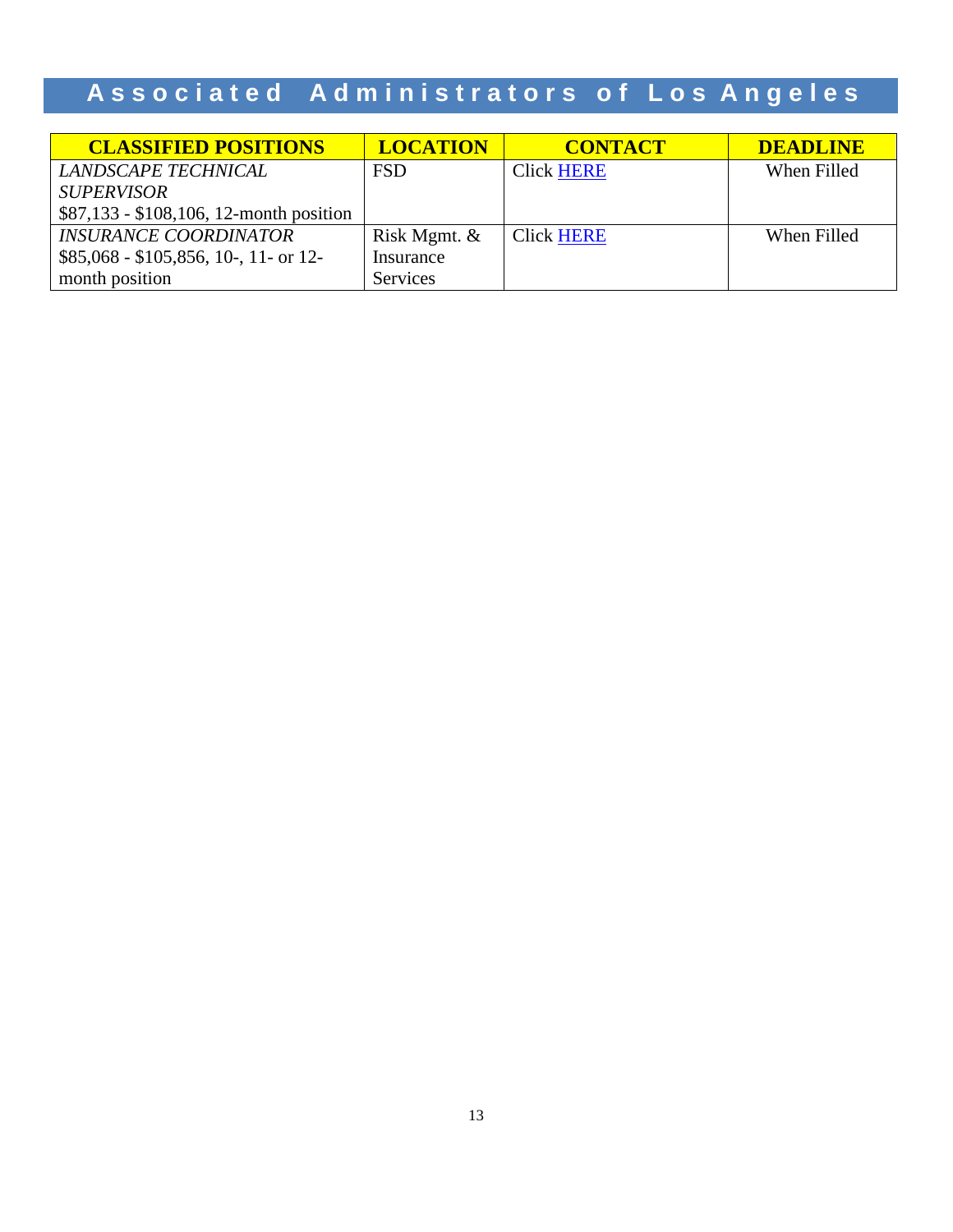# Associated Administrators of Los Angeles

| CLASSIFIED POSITIONS | LOCATION | CONTACT | DEADLINE |
|---|---|---|---|
| *LANDSCAPE TECHNICAL SUPERVISOR* $87,133 - $108,106, 12-month position | FSD | Click HERE | When Filled |
| *INSURANCE COORDINATOR* $85,068 - $105,856, 10-, 11- or 12-month position | Risk Mgmt. & Insurance Services | Click HERE | When Filled |